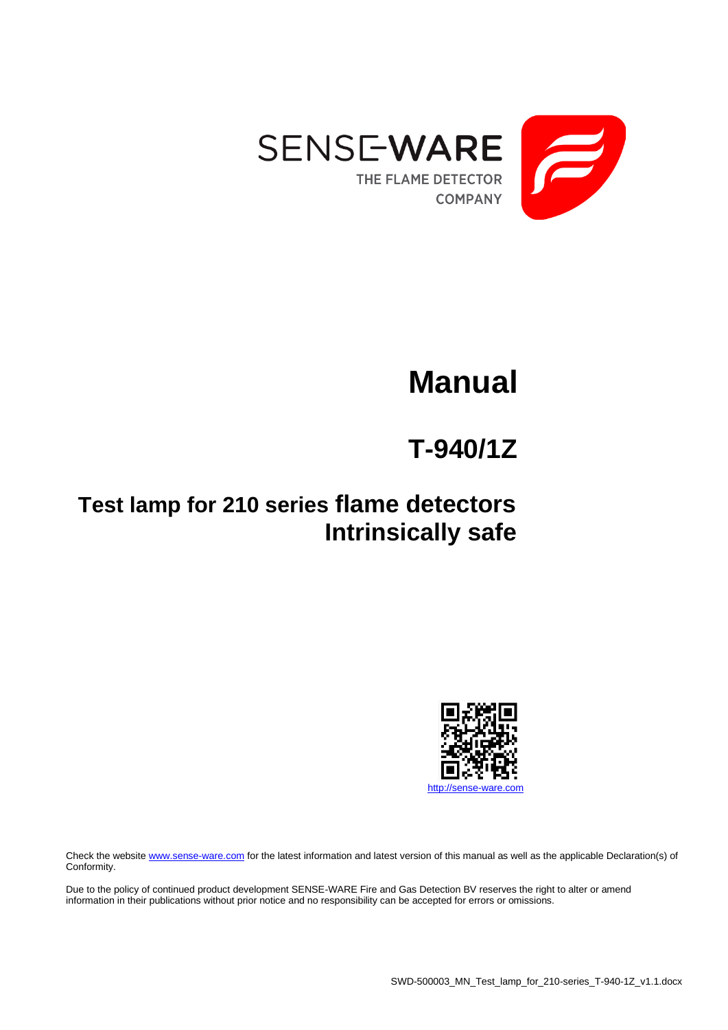SENSE-WARE

THE FLAME DETECTOR COMPANY

# Manual

## T-940/1Z

## Test lamp for 210 series flame detectors Intrinsically safe

http://sense-ware.com

Check the website www.sense-ware.com for the latest information and latest version of this manual as well as the applicable Declaration(s) of Conformity.

Due to the policy of continued product development SENSE-WARE Fire and Gas Detection BV reserves the right to alter or amend information in their publications without prior notice and no responsibility can be accepted for errors or omissions.

SWD-500003_MN_Test_lamp_for_210-series_T-940-1Z_v1.1.docx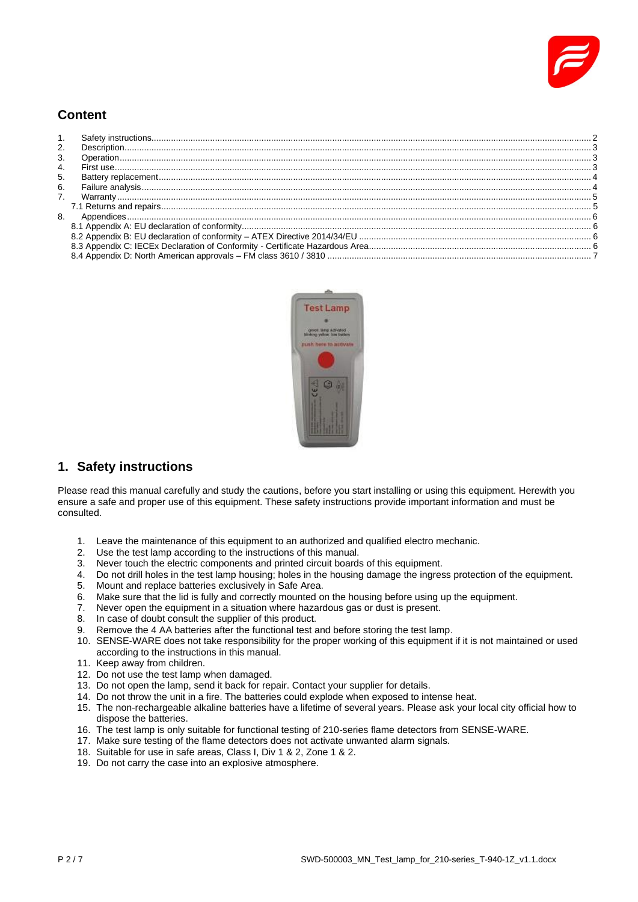## Content

1. Safety instructions ........ 2
2. Description ........ 3
3. Operation ........ 3
4. First use ........ 3
5. Battery replacement ........ 4
6. Failure analysis ........ 4
7. Warranty ........ 5
   7.1 Returns and repairs ........ 5
8. Appendices ........ 6
   8.1 Appendix A: EU declaration of conformity ........ 6
   8.2 Appendix B: EU declaration of conformity – ATEX Directive 2014/34/EU ........ 6
   8.3 Appendix C: IECEx Declaration of Conformity - Certificate Hazardous Area ........ 6
   8.4 Appendix D: North American approvals – FM class 3610 / 3810 ........ 7

# 1. Safety instructions

Please read this manual carefully and study the cautions, before you start installing or using this equipment. Herewith you ensure a safe and proper use of this equipment. These safety instructions provide important information and must be consulted.

1. Leave the maintenance of this equipment to an authorized and qualified electro mechanic.
2. Use the test lamp according to the instructions of this manual.
3. Never touch the electric components and printed circuit boards of this equipment.
4. Do not drill holes in the test lamp housing; holes in the housing damage the ingress protection of the equipment.
5. Mount and replace batteries exclusively in Safe Area.
6. Make sure that the lid is fully and correctly mounted on the housing before using up the equipment.
7. Never open the equipment in a situation where hazardous gas or dust is present.
8. In case of doubt consult the supplier of this product.
9. Remove the 4 AA batteries after the functional test and before storing the test lamp.
10. SENSE-WARE does not take responsibility for the proper working of this equipment if it is not maintained or used according to the instructions in this manual.
11. Keep away from children.
12. Do not use the test lamp when damaged.
13. Do not open the lamp, send it back for repair. Contact your supplier for details.
14. Do not throw the unit in a fire. The batteries could explode when exposed to intense heat.
15. The non-rechargeable alkaline batteries have a lifetime of several years. Please ask your local city official how to dispose the batteries.
16. The test lamp is only suitable for functional testing of 210-series flame detectors from SENSE-WARE.
17. Make sure testing of the flame detectors does not activate unwanted alarm signals.
18. Suitable for use in safe areas, Class I, Div 1 & 2, Zone 1 & 2.
19. Do not carry the case into an explosive atmosphere.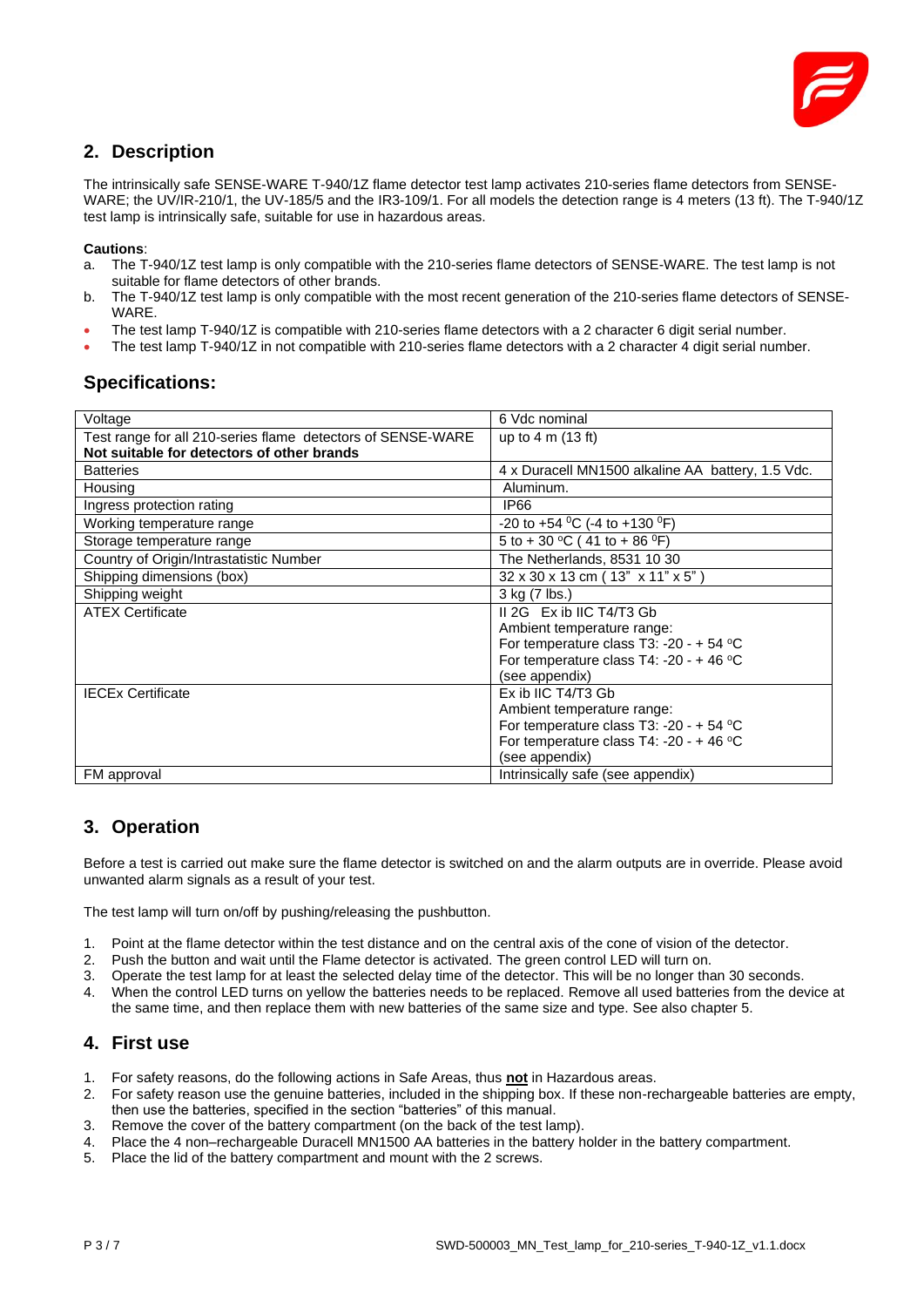## 2. Description

The intrinsically safe SENSE-WARE T-940/1Z flame detector test lamp activates 210-series flame detectors from SENSE-WARE; the UV/IR-210/1, the UV-185/5 and the IR3-109/1. For all models the detection range is 4 meters (13 ft). The T-940/1Z test lamp is intrinsically safe, suitable for use in hazardous areas.

**Cautions**:

a. The T-940/1Z test lamp is only compatible with the 210-series flame detectors of SENSE-WARE. The test lamp is not suitable for flame detectors of other brands.
b. The T-940/1Z test lamp is only compatible with the most recent generation of the 210-series flame detectors of SENSE-WARE.

- The test lamp T-940/1Z is compatible with 210-series flame detectors with a 2 character 6 digit serial number.
- The test lamp T-940/1Z in not compatible with 210-series flame detectors with a 2 character 4 digit serial number.

## Specifications:

| | |
|---|---|
| Voltage | 6 Vdc nominal |
| Test range for all 210-series flame detectors of SENSE-WARE **Not suitable for detectors of other brands** | up to 4 m (13 ft) |
| Batteries | 4 x Duracell MN1500 alkaline AA battery, 1.5 Vdc. |
| Housing | Aluminum. |
| Ingress protection rating | IP66 |
| Working temperature range | -20 to +54 °C (-4 to +130 °F) |
| Storage temperature range | 5 to + 30 °C ( 41 to + 86 °F) |
| Country of Origin/Intrastatistic Number | The Netherlands, 8531 10 30 |
| Shipping dimensions (box) | 32 x 30 x 13 cm ( 13" x 11" x 5" ) |
| Shipping weight | 3 kg (7 lbs.) |
| ATEX Certificate | II 2G Ex ib IIC T4/T3 Gb<br>Ambient temperature range:<br>For temperature class T3: -20 - + 54 °C<br>For temperature class T4: -20 - + 46 °C<br>(see appendix) |
| IECEx Certificate | Ex ib IIC T4/T3 Gb<br>Ambient temperature range:<br>For temperature class T3: -20 - + 54 °C<br>For temperature class T4: -20 - + 46 °C<br>(see appendix) |
| FM approval | Intrinsically safe (see appendix) |

## 3. Operation

Before a test is carried out make sure the flame detector is switched on and the alarm outputs are in override. Please avoid unwanted alarm signals as a result of your test.

The test lamp will turn on/off by pushing/releasing the pushbutton.

1. Point at the flame detector within the test distance and on the central axis of the cone of vision of the detector.
2. Push the button and wait until the Flame detector is activated. The green control LED will turn on.
3. Operate the test lamp for at least the selected delay time of the detector. This will be no longer than 30 seconds.
4. When the control LED turns on yellow the batteries needs to be replaced. Remove all used batteries from the device at the same time, and then replace them with new batteries of the same size and type. See also chapter 5.

## 4. First use

1. For safety reasons, do the following actions in Safe Areas, thus **not** in Hazardous areas.
2. For safety reason use the genuine batteries, included in the shipping box. If these non-rechargeable batteries are empty, then use the batteries, specified in the section "batteries" of this manual.
3. Remove the cover of the battery compartment (on the back of the test lamp).
4. Place the 4 non–rechargeable Duracell MN1500 AA batteries in the battery holder in the battery compartment.
5. Place the lid of the battery compartment and mount with the 2 screws.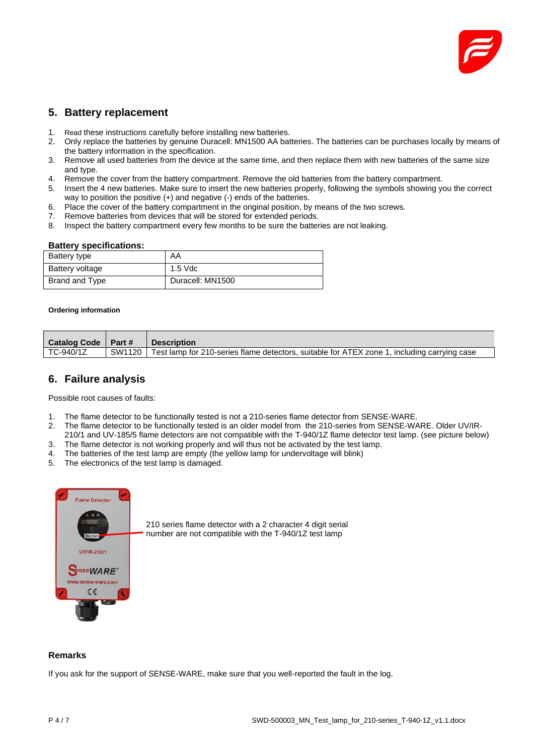## 5. Battery replacement

1. Read these instructions carefully before installing new batteries.
2. Only replace the batteries by genuine Duracell: MN1500 AA batteries. The batteries can be purchases locally by means of the battery information in the specification.
3. Remove all used batteries from the device at the same time, and then replace them with new batteries of the same size and type.
4. Remove the cover from the battery compartment. Remove the old batteries from the battery compartment.
5. Insert the 4 new batteries. Make sure to insert the new batteries properly, following the symbols showing you the correct way to position the positive (+) and negative (-) ends of the batteries.
6. Place the cover of the battery compartment in the original position, by means of the two screws.
7. Remove batteries from devices that will be stored for extended periods.
8. Inspect the battery compartment every few months to be sure the batteries are not leaking.

**Battery specifications:**

| Battery type | AA |
|---|---|
| Battery voltage | 1.5 Vdc |
| Brand and Type | Duracell: MN1500 |

**Ordering information**

| Catalog Code | Part # | Description |
|---|---|---|
| TC-940/1Z | SW1120 | Test lamp for 210-series flame detectors, suitable for ATEX zone 1, including carrying case |

## 6. Failure analysis

Possible root causes of faults:

1. The flame detector to be functionally tested is not a 210-series flame detector from SENSE-WARE.
2. The flame detector to be functionally tested is an older model from the 210-series from SENSE-WARE. Older UV/IR-210/1 and UV-185/5 flame detectors are not compatible with the T-940/1Z flame detector test lamp. (see picture below)
3. The flame detector is not working properly and will thus not be activated by the test lamp.
4. The batteries of the test lamp are empty (the yellow lamp for undervoltage will blink)
5. The electronics of the test lamp is damaged.

210 series flame detector with a 2 character 4 digit serial number are not compatible with the T-940/1Z test lamp

**Remarks**

If you ask for the support of SENSE-WARE, make sure that you well-reported the fault in the log.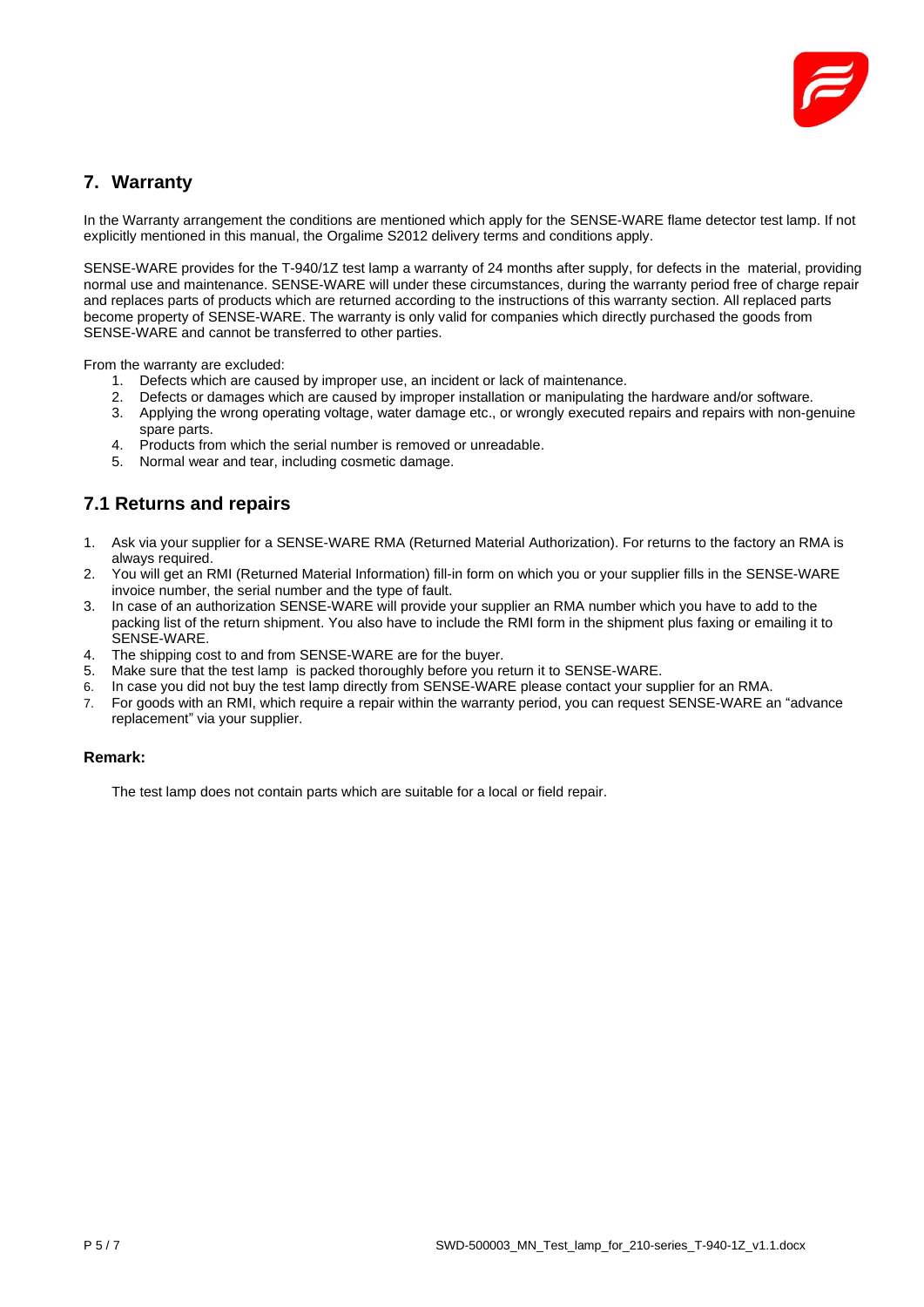## 7. Warranty

In the Warranty arrangement the conditions are mentioned which apply for the SENSE-WARE flame detector test lamp. If not explicitly mentioned in this manual, the Orgalime S2012 delivery terms and conditions apply.

SENSE-WARE provides for the T-940/1Z test lamp a warranty of 24 months after supply, for defects in the material, providing normal use and maintenance. SENSE-WARE will under these circumstances, during the warranty period free of charge repair and replaces parts of products which are returned according to the instructions of this warranty section. All replaced parts become property of SENSE-WARE. The warranty is only valid for companies which directly purchased the goods from SENSE-WARE and cannot be transferred to other parties.

From the warranty are excluded:

1. Defects which are caused by improper use, an incident or lack of maintenance.
2. Defects or damages which are caused by improper installation or manipulating the hardware and/or software.
3. Applying the wrong operating voltage, water damage etc., or wrongly executed repairs and repairs with non-genuine spare parts.
4. Products from which the serial number is removed or unreadable.
5. Normal wear and tear, including cosmetic damage.

## 7.1 Returns and repairs

1. Ask via your supplier for a SENSE-WARE RMA (Returned Material Authorization). For returns to the factory an RMA is always required.
2. You will get an RMI (Returned Material Information) fill-in form on which you or your supplier fills in the SENSE-WARE invoice number, the serial number and the type of fault.
3. In case of an authorization SENSE-WARE will provide your supplier an RMA number which you have to add to the packing list of the return shipment. You also have to include the RMI form in the shipment plus faxing or emailing it to SENSE-WARE.
4. The shipping cost to and from SENSE-WARE are for the buyer.
5. Make sure that the test lamp is packed thoroughly before you return it to SENSE-WARE.
6. In case you did not buy the test lamp directly from SENSE-WARE please contact your supplier for an RMA.
7. For goods with an RMI, which require a repair within the warranty period, you can request SENSE-WARE an "advance replacement" via your supplier.

**Remark:**

The test lamp does not contain parts which are suitable for a local or field repair.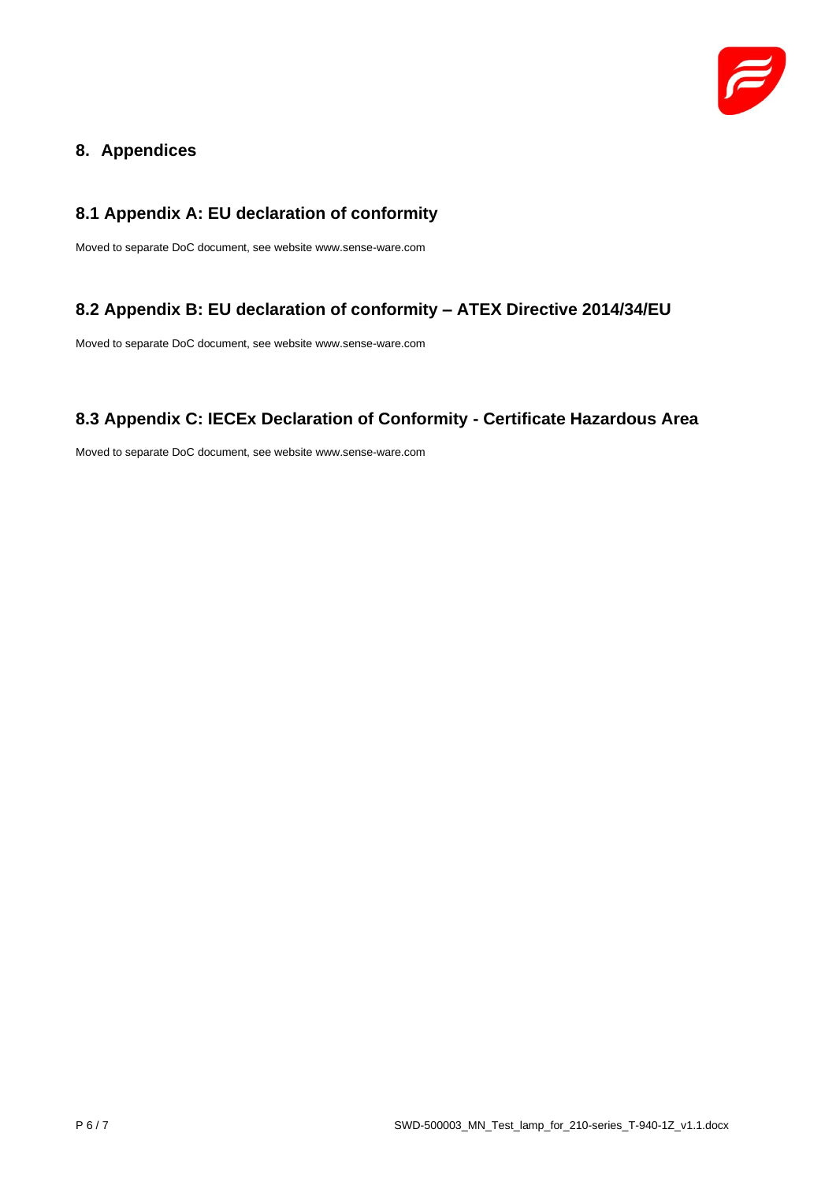# 8. Appendices

## 8.1 Appendix A: EU declaration of conformity

Moved to separate DoC document, see website www.sense-ware.com

## 8.2 Appendix B: EU declaration of conformity – ATEX Directive 2014/34/EU

Moved to separate DoC document, see website www.sense-ware.com

## 8.3 Appendix C: IECEx Declaration of Conformity - Certificate Hazardous Area

Moved to separate DoC document, see website www.sense-ware.com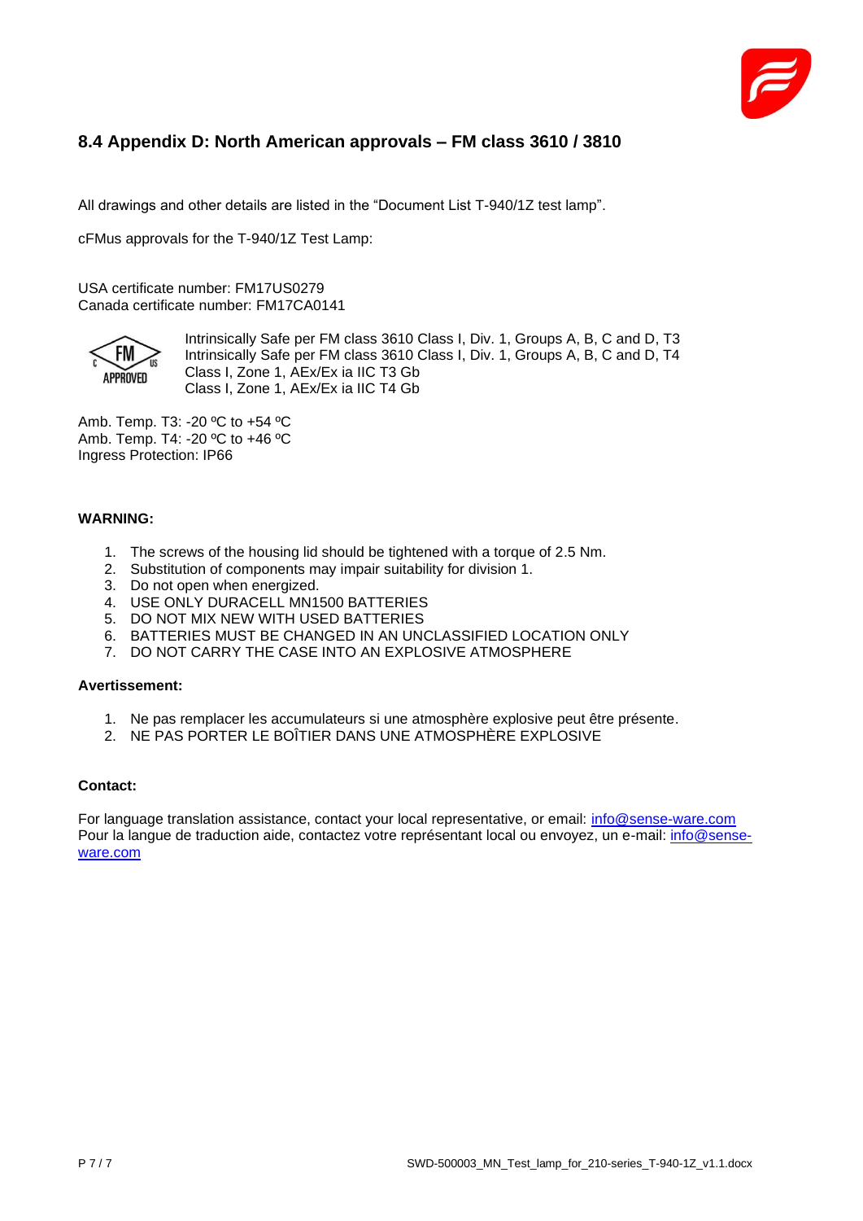## 8.4 Appendix D: North American approvals – FM class 3610 / 3810

All drawings and other details are listed in the "Document List T-940/1Z test lamp".

cFMus approvals for the T-940/1Z Test Lamp:

USA certificate number: FM17US0279
Canada certificate number: FM17CA0141

Intrinsically Safe per FM class 3610 Class I, Div. 1, Groups A, B, C and D, T3
Intrinsically Safe per FM class 3610 Class I, Div. 1, Groups A, B, C and D, T4
Class I, Zone 1, AEx/Ex ia IIC T3 Gb
Class I, Zone 1, AEx/Ex ia IIC T4 Gb

Amb. Temp. T3: -20 ºC to +54 ºC
Amb. Temp. T4: -20 ºC to +46 ºC
Ingress Protection: IP66

**WARNING:**

1. The screws of the housing lid should be tightened with a torque of 2.5 Nm.
2. Substitution of components may impair suitability for division 1.
3. Do not open when energized.
4. USE ONLY DURACELL MN1500 BATTERIES
5. DO NOT MIX NEW WITH USED BATTERIES
6. BATTERIES MUST BE CHANGED IN AN UNCLASSIFIED LOCATION ONLY
7. DO NOT CARRY THE CASE INTO AN EXPLOSIVE ATMOSPHERE

**Avertissement:**

1. Ne pas remplacer les accumulateurs si une atmosphère explosive peut être présente.
2. NE PAS PORTER LE BOÎTIER DANS UNE ATMOSPHÈRE EXPLOSIVE

**Contact:**

For language translation assistance, contact your local representative, or email: info@sense-ware.com
Pour la langue de traduction aide, contactez votre représentant local ou envoyez, un e-mail: info@sense-ware.com